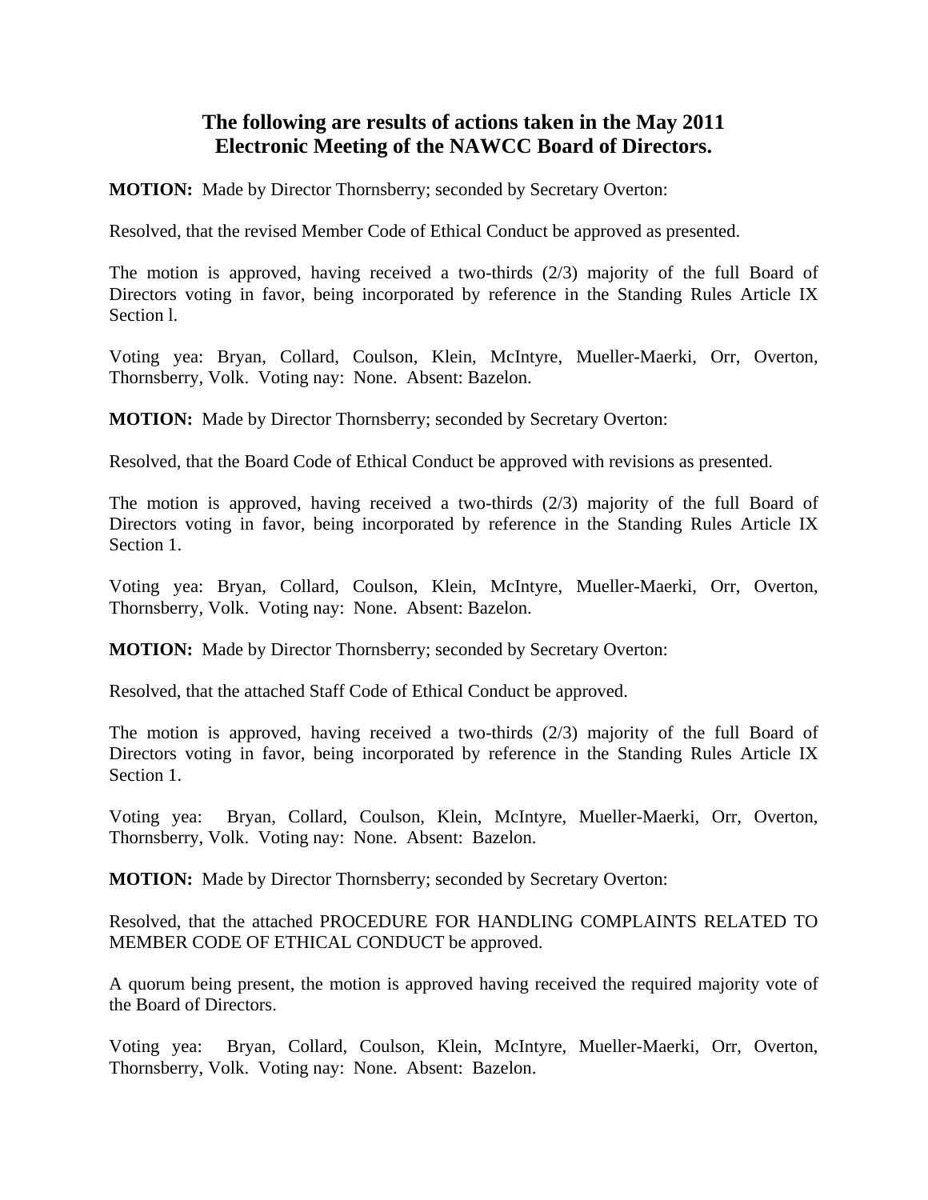## The following are results of actions taken in the May 2011 Electronic Meeting of the NAWCC Board of Directors.

**MOTION:** Made by Director Thornsberry; seconded by Secretary Overton:

Resolved, that the revised Member Code of Ethical Conduct be approved as presented.

The motion is approved, having received a two-thirds (2/3) majority of the full Board of Directors voting in favor, being incorporated by reference in the Standing Rules Article IX Section l.

Voting yea: Bryan, Collard, Coulson, Klein, McIntyre, Mueller-Maerki, Orr, Overton, Thornsberry, Volk. Voting nay: None. Absent: Bazelon.

**MOTION:** Made by Director Thornsberry; seconded by Secretary Overton:

Resolved, that the Board Code of Ethical Conduct be approved with revisions as presented.

The motion is approved, having received a two-thirds (2/3) majority of the full Board of Directors voting in favor, being incorporated by reference in the Standing Rules Article IX Section 1.

Voting yea: Bryan, Collard, Coulson, Klein, McIntyre, Mueller-Maerki, Orr, Overton, Thornsberry, Volk. Voting nay: None. Absent: Bazelon.

**MOTION:** Made by Director Thornsberry; seconded by Secretary Overton:

Resolved, that the attached Staff Code of Ethical Conduct be approved.

The motion is approved, having received a two-thirds (2/3) majority of the full Board of Directors voting in favor, being incorporated by reference in the Standing Rules Article IX Section 1.

Voting yea: Bryan, Collard, Coulson, Klein, McIntyre, Mueller-Maerki, Orr, Overton, Thornsberry, Volk. Voting nay: None. Absent: Bazelon.

**MOTION:** Made by Director Thornsberry; seconded by Secretary Overton:

Resolved, that the attached PROCEDURE FOR HANDLING COMPLAINTS RELATED TO MEMBER CODE OF ETHICAL CONDUCT be approved.

A quorum being present, the motion is approved having received the required majority vote of the Board of Directors.

Voting yea: Bryan, Collard, Coulson, Klein, McIntyre, Mueller-Maerki, Orr, Overton, Thornsberry, Volk. Voting nay: None. Absent: Bazelon.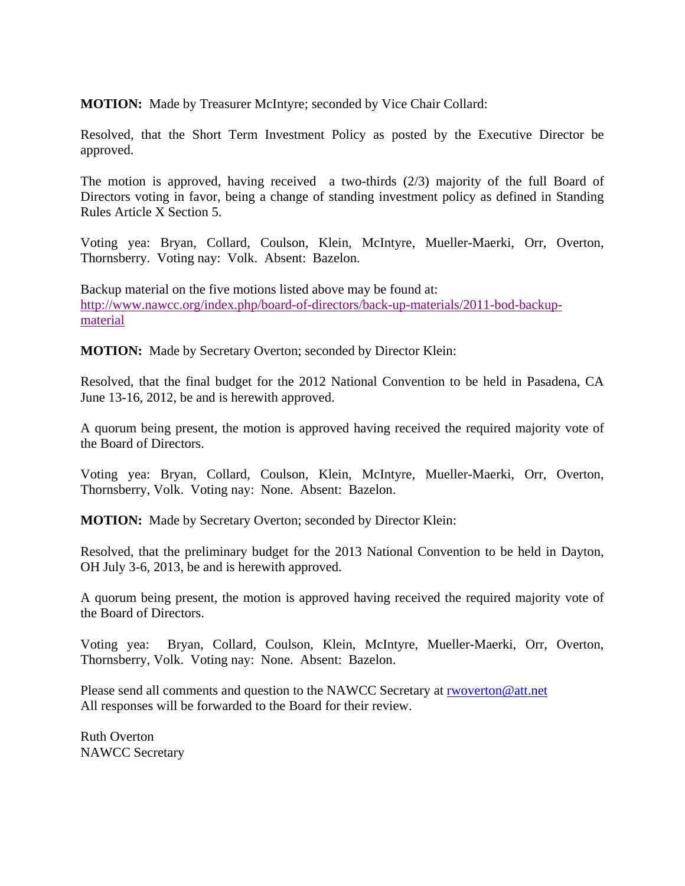**MOTION:** Made by Treasurer McIntyre; seconded by Vice Chair Collard:

Resolved, that the Short Term Investment Policy as posted by the Executive Director be approved.

The motion is approved, having received a two-thirds (2/3) majority of the full Board of Directors voting in favor, being a change of standing investment policy as defined in Standing Rules Article X Section 5.

Voting yea: Bryan, Collard, Coulson, Klein, McIntyre, Mueller-Maerki, Orr, Overton, Thornsberry. Voting nay: Volk. Absent: Bazelon.

Backup material on the five motions listed above may be found at:
[http://www.nawcc.org/index.php/board-of-directors/back-up-materials/2011-bod-backup-material](http://www.nawcc.org/index.php/board-of-directors/back-up-materials/2011-bod-backup-material)

**MOTION:** Made by Secretary Overton; seconded by Director Klein:

Resolved, that the final budget for the 2012 National Convention to be held in Pasadena, CA June 13-16, 2012, be and is herewith approved.

A quorum being present, the motion is approved having received the required majority vote of the Board of Directors.

Voting yea: Bryan, Collard, Coulson, Klein, McIntyre, Mueller-Maerki, Orr, Overton, Thornsberry, Volk. Voting nay: None. Absent: Bazelon.

**MOTION:** Made by Secretary Overton; seconded by Director Klein:

Resolved, that the preliminary budget for the 2013 National Convention to be held in Dayton, OH July 3-6, 2013, be and is herewith approved.

A quorum being present, the motion is approved having received the required majority vote of the Board of Directors.

Voting yea: Bryan, Collard, Coulson, Klein, McIntyre, Mueller-Maerki, Orr, Overton, Thornsberry, Volk. Voting nay: None. Absent: Bazelon.

Please send all comments and question to the NAWCC Secretary at [rwoverton@att.net](mailto:rwoverton@att.net)
All responses will be forwarded to the Board for their review.

Ruth Overton
NAWCC Secretary